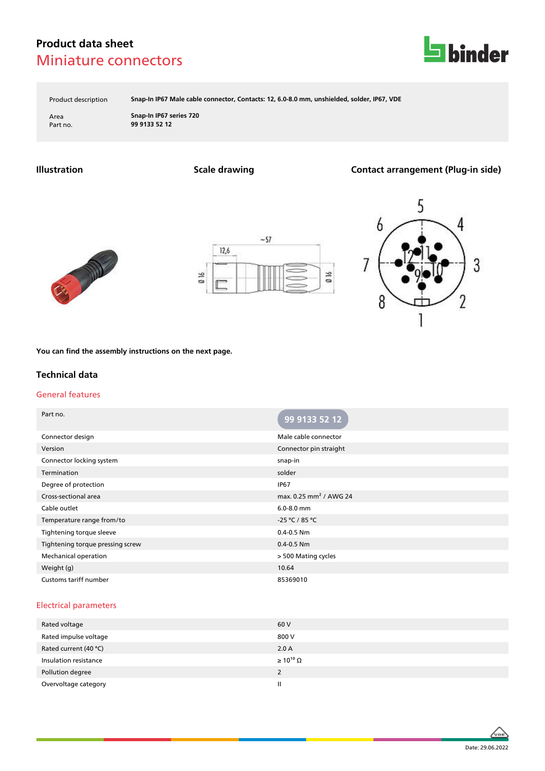# Product data sheet
## Miniature connectors

| | |
|---|---|
| Product description | Snap-In IP67 Male cable connector, Contacts: 12, 6.0-8.0 mm, unshielded, solder, IP67, VDE |
| Area | Snap-In IP67 series 720 |
| Part no. | 99 9133 52 12 |

**Illustration** **Scale drawing** **Contact arrangement (Plug-in side)**

~57
12,6
Ø 16
Ø 16

5 6 4 7 3 8 2 1 12 11 9 10

**You can find the assembly instructions on the next page.**

## Technical data

### General features

| Part no. | 99 9133 52 12 |
|---|---|
| Connector design | Male cable connector |
| Version | Connector pin straight |
| Connector locking system | snap-in |
| Termination | solder |
| Degree of protection | IP67 |
| Cross-sectional area | max. 0.25 mm² / AWG 24 |
| Cable outlet | 6.0-8.0 mm |
| Temperature range from/to | -25 °C / 85 °C |
| Tightening torque sleeve | 0.4-0.5 Nm |
| Tightening torque pressing screw | 0.4-0.5 Nm |
| Mechanical operation | > 500 Mating cycles |
| Weight (g) | 10.64 |
| Customs tariff number | 85369010 |

### Electrical parameters

| | |
|---|---|
| Rated voltage | 60 V |
| Rated impulse voltage | 800 V |
| Rated current (40 °C) | 2.0 A |
| Insulation resistance | ≥ $10^{10}$ Ω |
| Pollution degree | 2 |
| Overvoltage category | II |

Date: 29.06.2022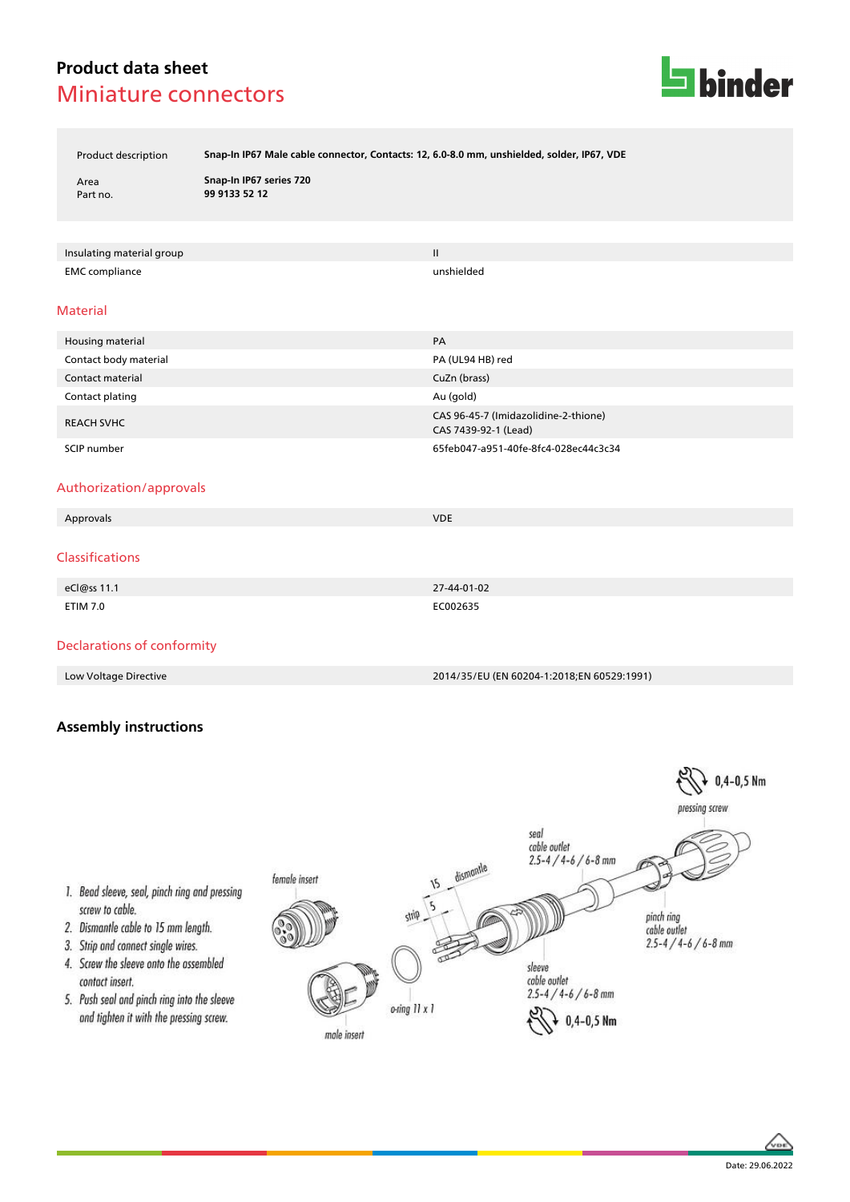# Product data sheet
## Miniature connectors

| | |
|---|---|
| Product description | **Snap-In IP67 Male cable connector, Contacts: 12, 6.0-8.0 mm, unshielded, solder, IP67, VDE** |
| Area | **Snap-In IP67 series 720** |
| Part no. | **99 9133 52 12** |

| | |
|---|---|
| Insulating material group | II |
| EMC compliance | unshielded |

## Material

| | |
|---|---|
| Housing material | PA |
| Contact body material | PA (UL94 HB) red |
| Contact material | CuZn (brass) |
| Contact plating | Au (gold) |
| REACH SVHC | CAS 96-45-7 (Imidazolidine-2-thione)<br>CAS 7439-92-1 (Lead) |
| SCIP number | 65feb047-a951-40fe-8fc4-028ec44c3c34 |

## Authorization/approvals

| | |
|---|---|
| Approvals | VDE |

## Classifications

| | |
|---|---|
| eCl@ss 11.1 | 27-44-01-02 |
| ETIM 7.0 | EC002635 |

## Declarations of conformity

| | |
|---|---|
| Low Voltage Directive | 2014/35/EU (EN 60204-1:2018;EN 60529:1991) |

## Assembly instructions

1. Bead sleeve, seal, pinch ring and pressing screw to cable.
2. Dismantle cable to 15 mm length.
3. Strip and connect single wires.
4. Screw the sleeve onto the assembled contact insert.
5. Push seal and pinch ring into the sleeve and tighten it with the pressing screw.

female insert

male insert

o-ring 11 x 1

strip 5

15 dismantle

seal
cable outlet
2.5-4 / 4-6 / 6-8 mm

sleeve
cable outlet
2.5-4 / 4-6 / 6-8 mm

0,4-0,5 Nm

pinch ring
cable outlet
2.5-4 / 4-6 / 6-8 mm

pressing screw

0,4-0,5 Nm

Date: 29.06.2022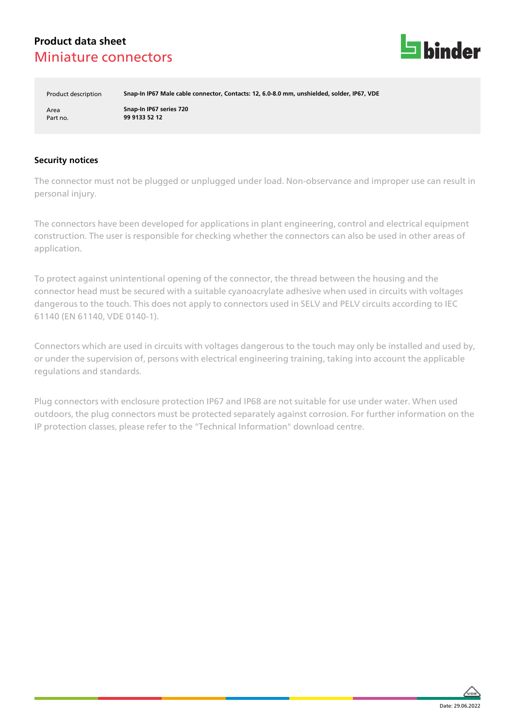| | |
|---|---|
| Product description | **Snap-In IP67 Male cable connector, Contacts: 12, 6.0-8.0 mm, unshielded, solder, IP67, VDE** |
| Area | **Snap-In IP67 series 720** |
| Part no. | **99 9133 52 12** |

### Security notices

The connector must not be plugged or unplugged under load. Non-observance and improper use can result in personal injury.

The connectors have been developed for applications in plant engineering, control and electrical equipment construction. The user is responsible for checking whether the connectors can also be used in other areas of application.

To protect against unintentional opening of the connector, the thread between the housing and the connector head must be secured with a suitable cyanoacrylate adhesive when used in circuits with voltages dangerous to the touch. This does not apply to connectors used in SELV and PELV circuits according to IEC 61140 (EN 61140, VDE 0140-1).

Connectors which are used in circuits with voltages dangerous to the touch may only be installed and used by, or under the supervision of, persons with electrical engineering training, taking into account the applicable regulations and standards.

Plug connectors with enclosure protection IP67 and IP68 are not suitable for use under water. When used outdoors, the plug connectors must be protected separately against corrosion. For further information on the IP protection classes, please refer to the "Technical Information" download centre.